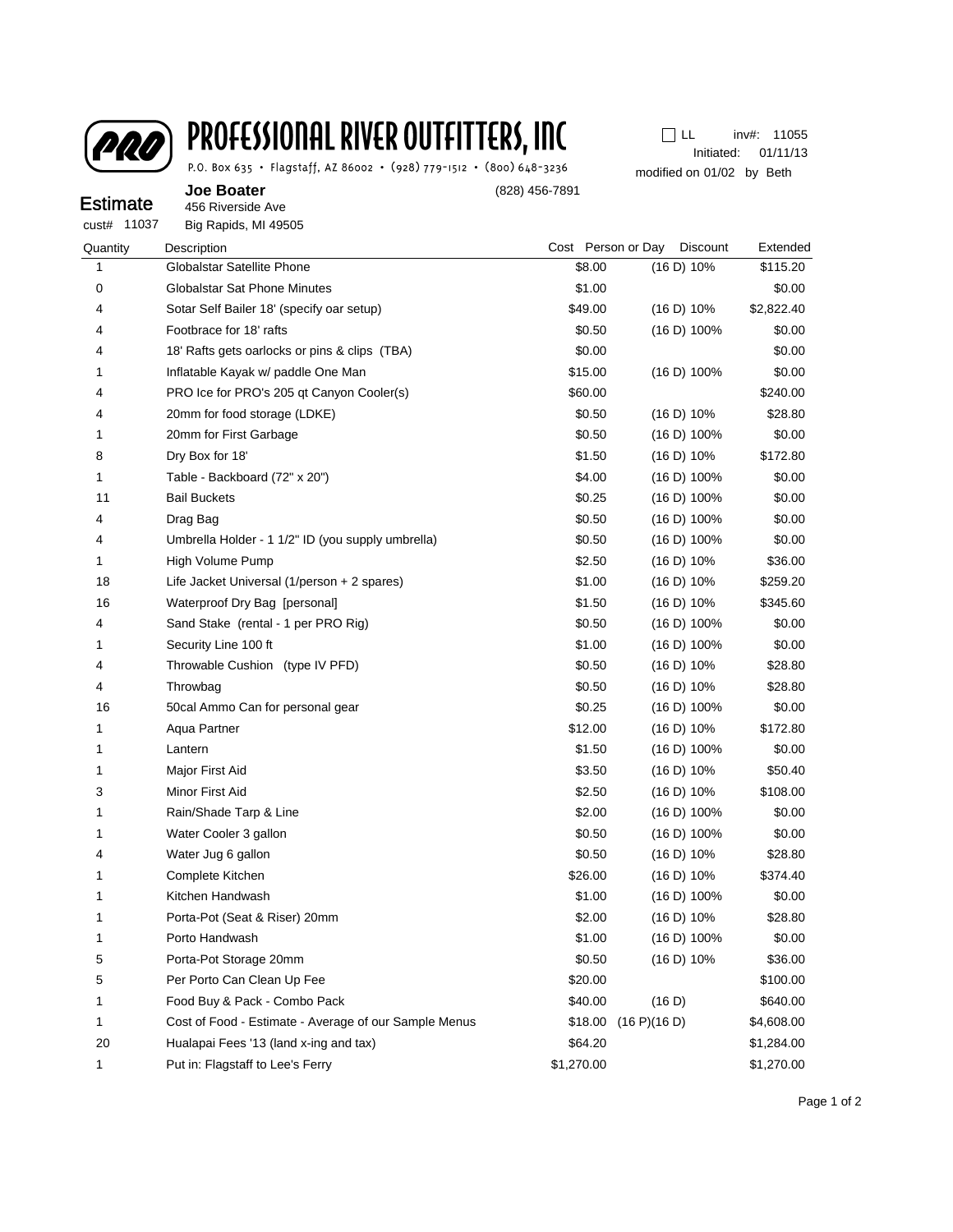# PROFESSIONAL RIVER OUTFITTERS, INC

P.O. Box 635 • Flagstaff, AZ 86002 • (928) 779-1512 • (800) 648-3236

☐ LL inv#: 11055
Initiated: 01/11/13
modified on 01/02 by Beth

## Estimate

cust# 11037

**Joe Boater**
456 Riverside Ave
Big Rapids, MI 49505

(828) 456-7891

| Quantity | Description | Cost | Person or Day | Discount | Extended |
|---|---|---|---|---|---|
| 1 | Globalstar Satellite Phone | $8.00 | (16 D) | 10% | $115.20 |
| 0 | Globalstar Sat Phone Minutes | $1.00 | | | $0.00 |
| 4 | Sotar Self Bailer 18' (specify oar setup) | $49.00 | (16 D) | 10% | $2,822.40 |
| 4 | Footbrace for 18' rafts | $0.50 | (16 D) | 100% | $0.00 |
| 4 | 18' Rafts gets oarlocks or pins & clips (TBA) | $0.00 | | | $0.00 |
| 1 | Inflatable Kayak w/ paddle One Man | $15.00 | (16 D) | 100% | $0.00 |
| 4 | PRO Ice for PRO's 205 qt Canyon Cooler(s) | $60.00 | | | $240.00 |
| 4 | 20mm for food storage (LDKE) | $0.50 | (16 D) | 10% | $28.80 |
| 1 | 20mm for First Garbage | $0.50 | (16 D) | 100% | $0.00 |
| 8 | Dry Box for 18' | $1.50 | (16 D) | 10% | $172.80 |
| 1 | Table - Backboard (72" x 20") | $4.00 | (16 D) | 100% | $0.00 |
| 11 | Bail Buckets | $0.25 | (16 D) | 100% | $0.00 |
| 4 | Drag Bag | $0.50 | (16 D) | 100% | $0.00 |
| 4 | Umbrella Holder - 1 1/2" ID (you supply umbrella) | $0.50 | (16 D) | 100% | $0.00 |
| 1 | High Volume Pump | $2.50 | (16 D) | 10% | $36.00 |
| 18 | Life Jacket Universal (1/person + 2 spares) | $1.00 | (16 D) | 10% | $259.20 |
| 16 | Waterproof Dry Bag [personal] | $1.50 | (16 D) | 10% | $345.60 |
| 4 | Sand Stake (rental - 1 per PRO Rig) | $0.50 | (16 D) | 100% | $0.00 |
| 1 | Security Line 100 ft | $1.00 | (16 D) | 100% | $0.00 |
| 4 | Throwable Cushion (type IV PFD) | $0.50 | (16 D) | 10% | $28.80 |
| 4 | Throwbag | $0.50 | (16 D) | 10% | $28.80 |
| 16 | 50cal Ammo Can for personal gear | $0.25 | (16 D) | 100% | $0.00 |
| 1 | Aqua Partner | $12.00 | (16 D) | 10% | $172.80 |
| 1 | Lantern | $1.50 | (16 D) | 100% | $0.00 |
| 1 | Major First Aid | $3.50 | (16 D) | 10% | $50.40 |
| 3 | Minor First Aid | $2.50 | (16 D) | 10% | $108.00 |
| 1 | Rain/Shade Tarp & Line | $2.00 | (16 D) | 100% | $0.00 |
| 1 | Water Cooler 3 gallon | $0.50 | (16 D) | 100% | $0.00 |
| 4 | Water Jug 6 gallon | $0.50 | (16 D) | 10% | $28.80 |
| 1 | Complete Kitchen | $26.00 | (16 D) | 10% | $374.40 |
| 1 | Kitchen Handwash | $1.00 | (16 D) | 100% | $0.00 |
| 1 | Porta-Pot (Seat & Riser) 20mm | $2.00 | (16 D) | 10% | $28.80 |
| 1 | Porto Handwash | $1.00 | (16 D) | 100% | $0.00 |
| 5 | Porta-Pot Storage 20mm | $0.50 | (16 D) | 10% | $36.00 |
| 5 | Per Porto Can Clean Up Fee | $20.00 | | | $100.00 |
| 1 | Food Buy & Pack - Combo Pack | $40.00 | (16 D) | | $640.00 |
| 1 | Cost of Food - Estimate - Average of our Sample Menus | $18.00 | (16 P)(16 D) | | $4,608.00 |
| 20 | Hualapai Fees '13 (land x-ing and tax) | $64.20 | | | $1,284.00 |
| 1 | Put in: Flagstaff to Lee's Ferry | $1,270.00 | | | $1,270.00 |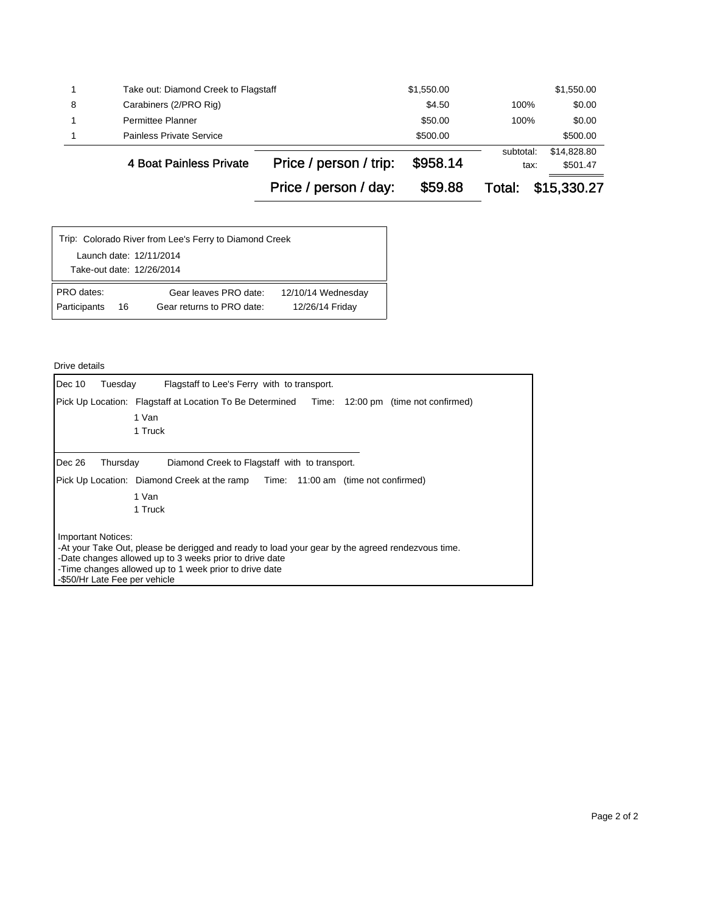| | | | | |
|---|---|---|---|---|
| 1 | Take out: Diamond Creek to Flagstaff | $1,550.00 | | $1,550.00 |
| 8 | Carabiners (2/PRO Rig) | $4.50 | 100% | $0.00 |
| 1 | Permittee Planner | $50.00 | 100% | $0.00 |
| 1 | Painless Private Service | $500.00 | | $500.00 |
| | | | subtotal: | $14,828.80 |
| | **4 Boat Painless Private** **Price / person / trip:** | **$958.14** | tax: | $501.47 |
| | **Price / person / day:** | **$59.88** | **Total:** | **$15,330.27** |

Trip: Colorado River from Lee's Ferry to Diamond Creek
Launch date: 12/11/2014
Take-out date: 12/26/2014

| | | | |
|---|---|---|---|
| PRO dates: | | Gear leaves PRO date: | 12/10/14 Wednesday |
| Participants | 16 | Gear returns to PRO date: | 12/26/14 Friday |

Drive details

Dec 10 Tuesday Flagstaff to Lee's Ferry with to transport.

Pick Up Location: Flagstaff at Location To Be Determined Time: 12:00 pm (time not confirmed)

1 Van
1 Truck

Dec 26 Thursday Diamond Creek to Flagstaff with to transport.

Pick Up Location: Diamond Creek at the ramp Time: 11:00 am (time not confirmed)

1 Van
1 Truck

Important Notices:
-At your Take Out, please be derigged and ready to load your gear by the agreed rendezvous time.
-Date changes allowed up to 3 weeks prior to drive date
-Time changes allowed up to 1 week prior to drive date
-$50/Hr Late Fee per vehicle